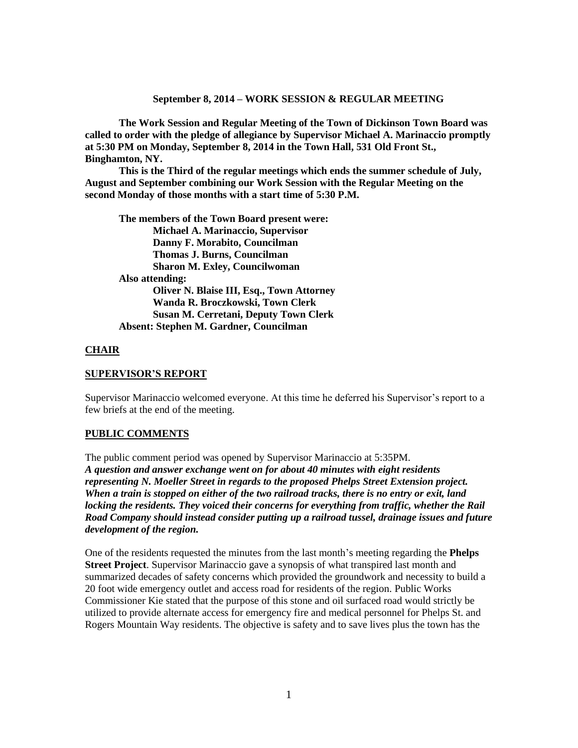**September 8, 2014 – WORK SESSION & REGULAR MEETING**

**The Work Session and Regular Meeting of the Town of Dickinson Town Board was called to order with the pledge of allegiance by Supervisor Michael A. Marinaccio promptly at 5:30 PM on Monday, September 8, 2014 in the Town Hall, 531 Old Front St., Binghamton, NY.**

**This is the Third of the regular meetings which ends the summer schedule of July, August and September combining our Work Session with the Regular Meeting on the second Monday of those months with a start time of 5:30 P.M.**

**The members of the Town Board present were:**
**Michael A. Marinaccio, Supervisor**
**Danny F. Morabito, Councilman**
**Thomas J. Burns, Councilman**
**Sharon M. Exley, Councilwoman**
**Also attending:**
**Oliver N. Blaise III, Esq., Town Attorney**
**Wanda R. Broczkowski, Town Clerk**
**Susan M. Cerretani, Deputy Town Clerk**
**Absent: Stephen M. Gardner, Councilman**

## CHAIR

## SUPERVISOR'S REPORT

Supervisor Marinaccio welcomed everyone. At this time he deferred his Supervisor's report to a few briefs at the end of the meeting.

## PUBLIC COMMENTS

The public comment period was opened by Supervisor Marinaccio at 5:35PM.
***A question and answer exchange went on for about 40 minutes with eight residents representing N. Moeller Street in regards to the proposed Phelps Street Extension project. When a train is stopped on either of the two railroad tracks, there is no entry or exit, land locking the residents. They voiced their concerns for everything from traffic, whether the Rail Road Company should instead consider putting up a railroad tussel, drainage issues and future development of the region.***

One of the residents requested the minutes from the last month's meeting regarding the **Phelps Street Project**. Supervisor Marinaccio gave a synopsis of what transpired last month and summarized decades of safety concerns which provided the groundwork and necessity to build a 20 foot wide emergency outlet and access road for residents of the region. Public Works Commissioner Kie stated that the purpose of this stone and oil surfaced road would strictly be utilized to provide alternate access for emergency fire and medical personnel for Phelps St. and Rogers Mountain Way residents. The objective is safety and to save lives plus the town has the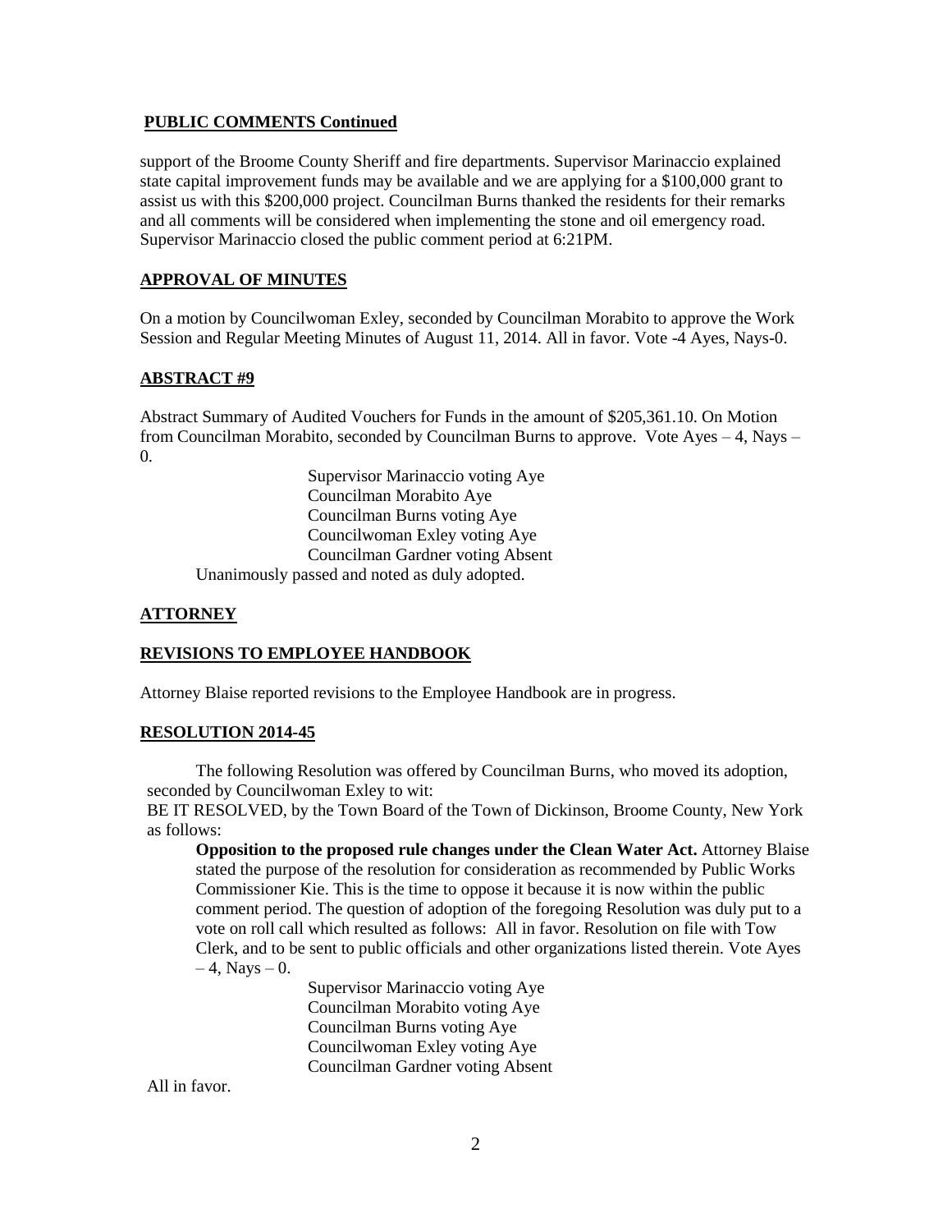## **PUBLIC COMMENTS Continued**

support of the Broome County Sheriff and fire departments. Supervisor Marinaccio explained state capital improvement funds may be available and we are applying for a $100,000 grant to assist us with this $200,000 project. Councilman Burns thanked the residents for their remarks and all comments will be considered when implementing the stone and oil emergency road. Supervisor Marinaccio closed the public comment period at 6:21PM.

## **APPROVAL OF MINUTES**

On a motion by Councilwoman Exley, seconded by Councilman Morabito to approve the Work Session and Regular Meeting Minutes of August 11, 2014. All in favor. Vote -4 Ayes, Nays-0.

## **ABSTRACT #9**

Abstract Summary of Audited Vouchers for Funds in the amount of $205,361.10. On Motion from Councilman Morabito, seconded by Councilman Burns to approve. Vote Ayes – 4, Nays – 0.

Supervisor Marinaccio voting Aye
Councilman Morabito Aye
Councilman Burns voting Aye
Councilwoman Exley voting Aye
Councilman Gardner voting Absent

Unanimously passed and noted as duly adopted.

## **ATTORNEY**

## **REVISIONS TO EMPLOYEE HANDBOOK**

Attorney Blaise reported revisions to the Employee Handbook are in progress.

## **RESOLUTION 2014-45**

The following Resolution was offered by Councilman Burns, who moved its adoption, seconded by Councilwoman Exley to wit:

BE IT RESOLVED, by the Town Board of the Town of Dickinson, Broome County, New York as follows:

**Opposition to the proposed rule changes under the Clean Water Act.** Attorney Blaise stated the purpose of the resolution for consideration as recommended by Public Works Commissioner Kie. This is the time to oppose it because it is now within the public comment period. The question of adoption of the foregoing Resolution was duly put to a vote on roll call which resulted as follows: All in favor. Resolution on file with Tow Clerk, and to be sent to public officials and other organizations listed therein. Vote Ayes – 4, Nays – 0.

Supervisor Marinaccio voting Aye
Councilman Morabito voting Aye
Councilman Burns voting Aye
Councilwoman Exley voting Aye
Councilman Gardner voting Absent

All in favor.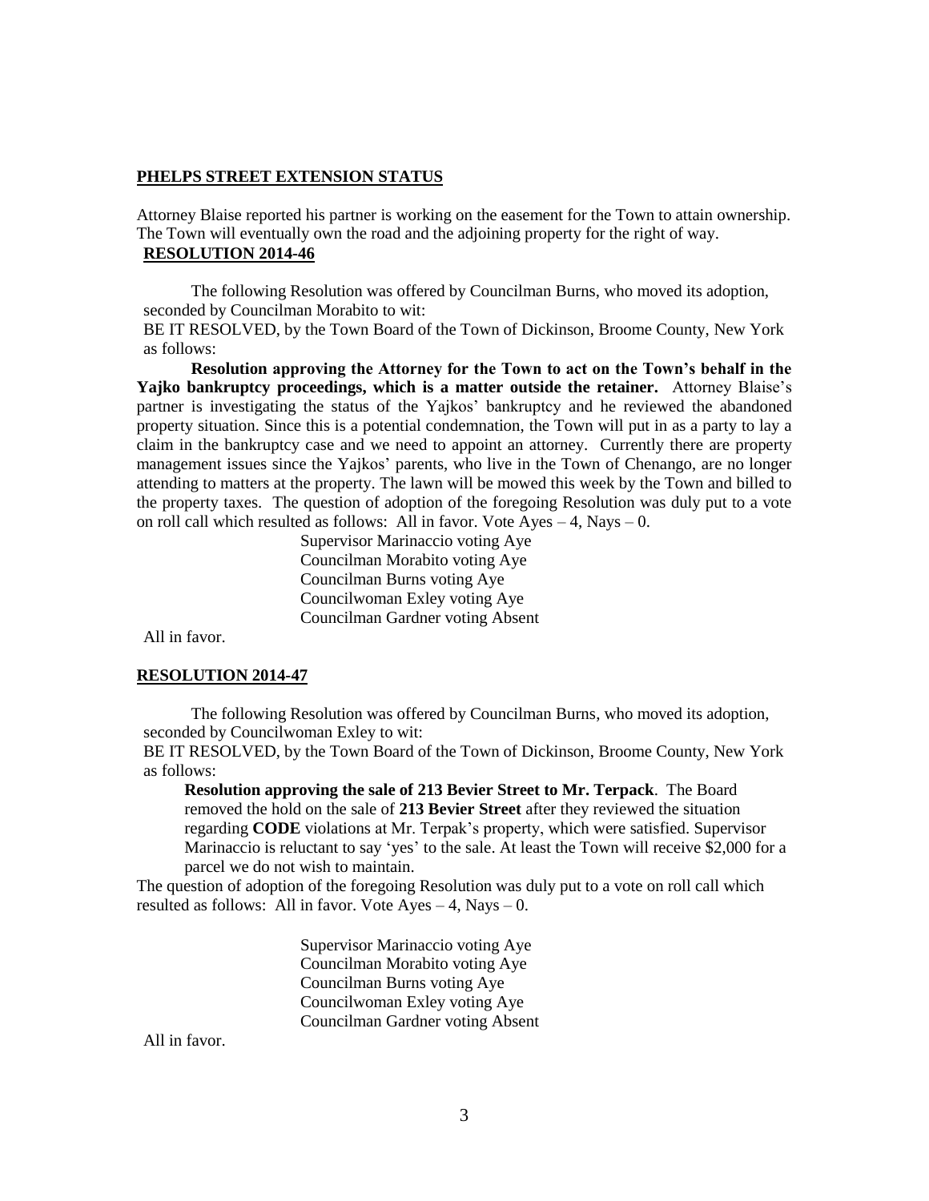## PHELPS STREET EXTENSION STATUS

Attorney Blaise reported his partner is working on the easement for the Town to attain ownership. The Town will eventually own the road and the adjoining property for the right of way.

### RESOLUTION 2014-46

The following Resolution was offered by Councilman Burns, who moved its adoption, seconded by Councilman Morabito to wit:

BE IT RESOLVED, by the Town Board of the Town of Dickinson, Broome County, New York as follows:

**Resolution approving the Attorney for the Town to act on the Town's behalf in the Yajko bankruptcy proceedings, which is a matter outside the retainer.** Attorney Blaise's partner is investigating the status of the Yajkos' bankruptcy and he reviewed the abandoned property situation. Since this is a potential condemnation, the Town will put in as a party to lay a claim in the bankruptcy case and we need to appoint an attorney. Currently there are property management issues since the Yajkos' parents, who live in the Town of Chenango, are no longer attending to matters at the property. The lawn will be mowed this week by the Town and billed to the property taxes. The question of adoption of the foregoing Resolution was duly put to a vote on roll call which resulted as follows: All in favor. Vote Ayes – 4, Nays – 0.

Supervisor Marinaccio voting Aye
Councilman Morabito voting Aye
Councilman Burns voting Aye
Councilwoman Exley voting Aye
Councilman Gardner voting Absent

All in favor.

### RESOLUTION 2014-47

The following Resolution was offered by Councilman Burns, who moved its adoption, seconded by Councilwoman Exley to wit:

BE IT RESOLVED, by the Town Board of the Town of Dickinson, Broome County, New York as follows:

**Resolution approving the sale of 213 Bevier Street to Mr. Terpack**. The Board removed the hold on the sale of **213 Bevier Street** after they reviewed the situation regarding **CODE** violations at Mr. Terpak's property, which were satisfied. Supervisor Marinaccio is reluctant to say 'yes' to the sale. At least the Town will receive $2,000 for a parcel we do not wish to maintain.

The question of adoption of the foregoing Resolution was duly put to a vote on roll call which resulted as follows: All in favor. Vote Ayes – 4, Nays – 0.

Supervisor Marinaccio voting Aye
Councilman Morabito voting Aye
Councilman Burns voting Aye
Councilwoman Exley voting Aye
Councilman Gardner voting Absent

All in favor.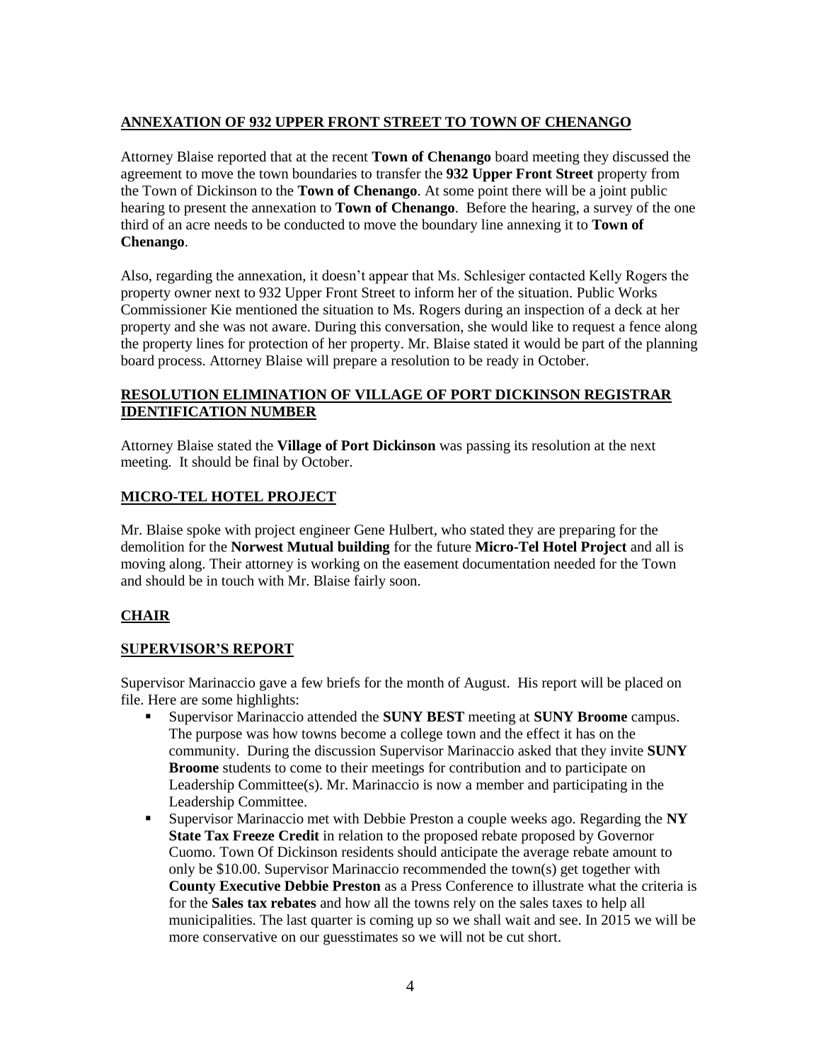## **ANNEXATION OF 932 UPPER FRONT STREET TO TOWN OF CHENANGO**

Attorney Blaise reported that at the recent **Town of Chenango** board meeting they discussed the agreement to move the town boundaries to transfer the **932 Upper Front Street** property from the Town of Dickinson to the **Town of Chenango**. At some point there will be a joint public hearing to present the annexation to **Town of Chenango**. Before the hearing, a survey of the one third of an acre needs to be conducted to move the boundary line annexing it to **Town of Chenango**.

Also, regarding the annexation, it doesn't appear that Ms. Schlesiger contacted Kelly Rogers the property owner next to 932 Upper Front Street to inform her of the situation. Public Works Commissioner Kie mentioned the situation to Ms. Rogers during an inspection of a deck at her property and she was not aware. During this conversation, she would like to request a fence along the property lines for protection of her property. Mr. Blaise stated it would be part of the planning board process. Attorney Blaise will prepare a resolution to be ready in October.

## **RESOLUTION ELIMINATION OF VILLAGE OF PORT DICKINSON REGISTRAR IDENTIFICATION NUMBER**

Attorney Blaise stated the **Village of Port Dickinson** was passing its resolution at the next meeting. It should be final by October.

## **MICRO-TEL HOTEL PROJECT**

Mr. Blaise spoke with project engineer Gene Hulbert, who stated they are preparing for the demolition for the **Norwest Mutual building** for the future **Micro-Tel Hotel Project** and all is moving along. Their attorney is working on the easement documentation needed for the Town and should be in touch with Mr. Blaise fairly soon.

## **CHAIR**

## **SUPERVISOR'S REPORT**

Supervisor Marinaccio gave a few briefs for the month of August. His report will be placed on file. Here are some highlights:

- Supervisor Marinaccio attended the **SUNY BEST** meeting at **SUNY Broome** campus. The purpose was how towns become a college town and the effect it has on the community. During the discussion Supervisor Marinaccio asked that they invite **SUNY Broome** students to come to their meetings for contribution and to participate on Leadership Committee(s). Mr. Marinaccio is now a member and participating in the Leadership Committee.
- Supervisor Marinaccio met with Debbie Preston a couple weeks ago. Regarding the **NY State Tax Freeze Credit** in relation to the proposed rebate proposed by Governor Cuomo. Town Of Dickinson residents should anticipate the average rebate amount to only be $10.00. Supervisor Marinaccio recommended the town(s) get together with **County Executive Debbie Preston** as a Press Conference to illustrate what the criteria is for the **Sales tax rebates** and how all the towns rely on the sales taxes to help all municipalities. The last quarter is coming up so we shall wait and see. In 2015 we will be more conservative on our guesstimates so we will not be cut short.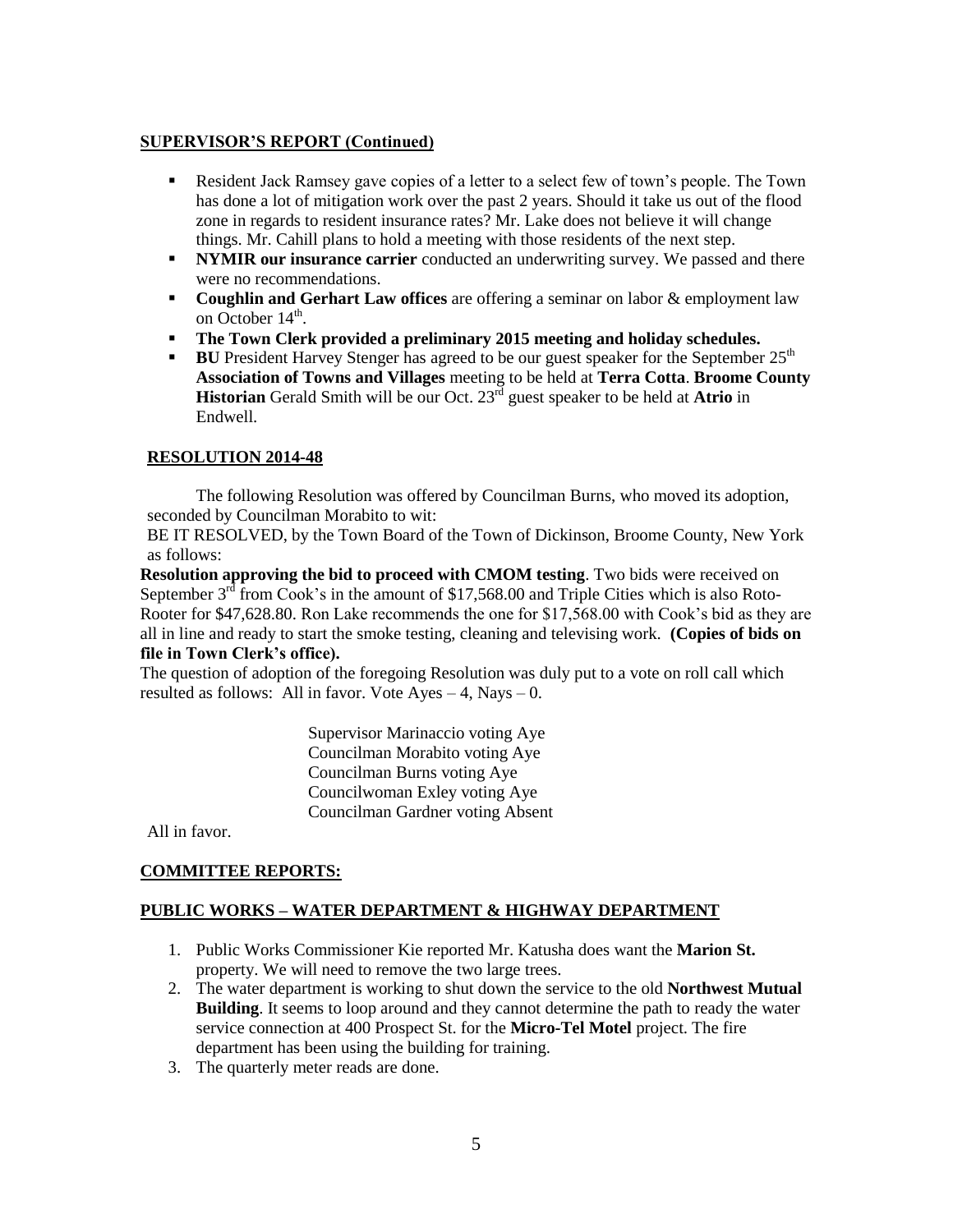## SUPERVISOR'S REPORT (Continued)

- Resident Jack Ramsey gave copies of a letter to a select few of town's people. The Town has done a lot of mitigation work over the past 2 years. Should it take us out of the flood zone in regards to resident insurance rates? Mr. Lake does not believe it will change things. Mr. Cahill plans to hold a meeting with those residents of the next step.
- **NYMIR our insurance carrier** conducted an underwriting survey. We passed and there were no recommendations.
- **Coughlin and Gerhart Law offices** are offering a seminar on labor & employment law on October 14th.
- **The Town Clerk provided a preliminary 2015 meeting and holiday schedules.**
- **BU** President Harvey Stenger has agreed to be our guest speaker for the September 25th **Association of Towns and Villages** meeting to be held at **Terra Cotta**. **Broome County Historian** Gerald Smith will be our Oct. 23rd guest speaker to be held at **Atrio** in Endwell.

## RESOLUTION 2014-48

The following Resolution was offered by Councilman Burns, who moved its adoption, seconded by Councilman Morabito to wit:

BE IT RESOLVED, by the Town Board of the Town of Dickinson, Broome County, New York as follows:

**Resolution approving the bid to proceed with CMOM testing**. Two bids were received on September 3rd from Cook's in the amount of $17,568.00 and Triple Cities which is also Roto-Rooter for $47,628.80. Ron Lake recommends the one for $17,568.00 with Cook's bid as they are all in line and ready to start the smoke testing, cleaning and televising work. **(Copies of bids on file in Town Clerk's office).**

The question of adoption of the foregoing Resolution was duly put to a vote on roll call which resulted as follows: All in favor. Vote Ayes – 4, Nays – 0.

Supervisor Marinaccio voting Aye
Councilman Morabito voting Aye
Councilman Burns voting Aye
Councilwoman Exley voting Aye
Councilman Gardner voting Absent

All in favor.

## COMMITTEE REPORTS:

## PUBLIC WORKS – WATER DEPARTMENT & HIGHWAY DEPARTMENT

1. Public Works Commissioner Kie reported Mr. Katusha does want the **Marion St.** property. We will need to remove the two large trees.
2. The water department is working to shut down the service to the old **Northwest Mutual Building**. It seems to loop around and they cannot determine the path to ready the water service connection at 400 Prospect St. for the **Micro-Tel Motel** project. The fire department has been using the building for training.
3. The quarterly meter reads are done.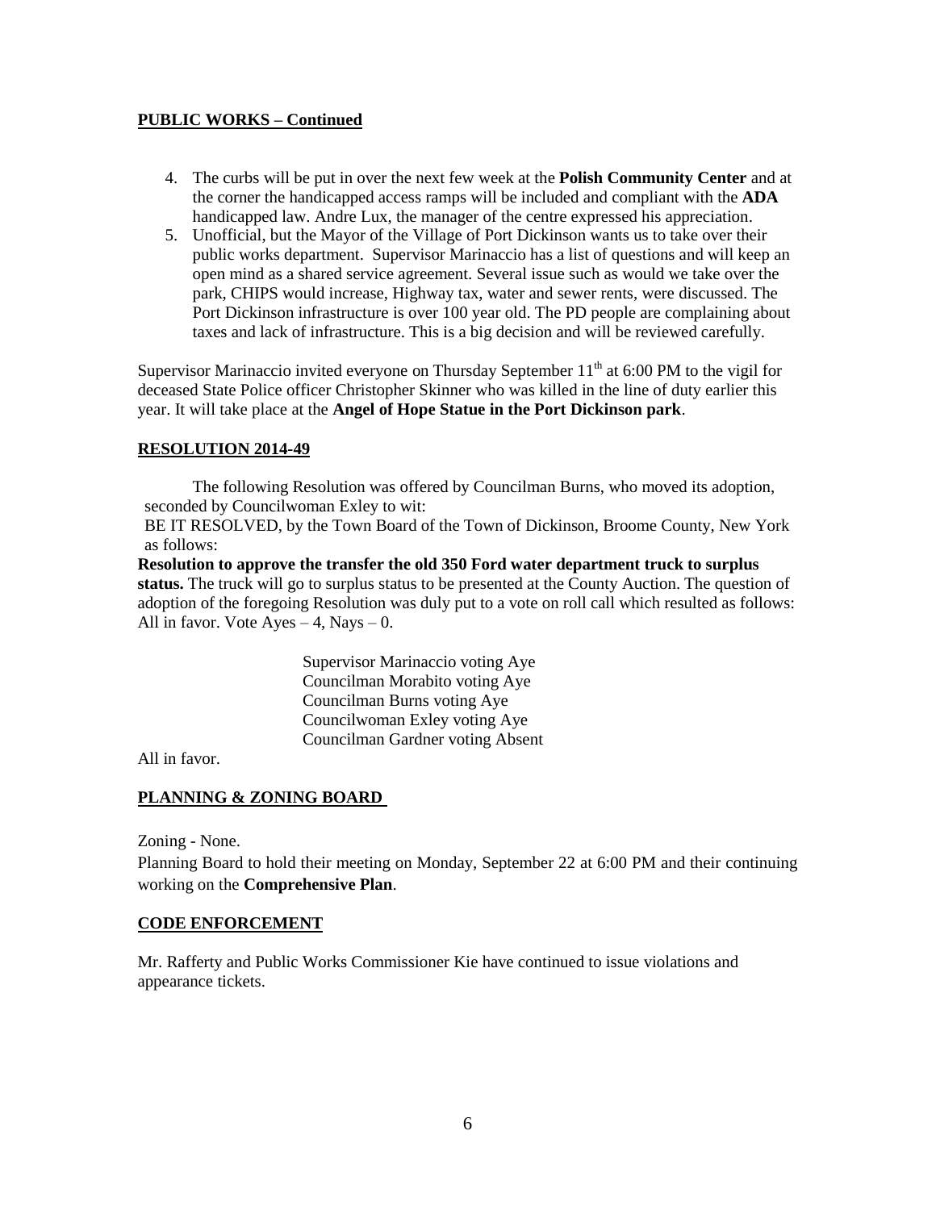**PUBLIC WORKS – Continued**

4. The curbs will be put in over the next few week at the **Polish Community Center** and at the corner the handicapped access ramps will be included and compliant with the **ADA** handicapped law. Andre Lux, the manager of the centre expressed his appreciation.
5. Unofficial, but the Mayor of the Village of Port Dickinson wants us to take over their public works department. Supervisor Marinaccio has a list of questions and will keep an open mind as a shared service agreement. Several issue such as would we take over the park, CHIPS would increase, Highway tax, water and sewer rents, were discussed. The Port Dickinson infrastructure is over 100 year old. The PD people are complaining about taxes and lack of infrastructure. This is a big decision and will be reviewed carefully.

Supervisor Marinaccio invited everyone on Thursday September 11th at 6:00 PM to the vigil for deceased State Police officer Christopher Skinner who was killed in the line of duty earlier this year. It will take place at the **Angel of Hope Statue in the Port Dickinson park**.

**RESOLUTION 2014-49**

The following Resolution was offered by Councilman Burns, who moved its adoption, seconded by Councilwoman Exley to wit:
BE IT RESOLVED, by the Town Board of the Town of Dickinson, Broome County, New York as follows:
**Resolution to approve the transfer the old 350 Ford water department truck to surplus status.** The truck will go to surplus status to be presented at the County Auction. The question of adoption of the foregoing Resolution was duly put to a vote on roll call which resulted as follows: All in favor. Vote Ayes – 4, Nays – 0.

Supervisor Marinaccio voting Aye
Councilman Morabito voting Aye
Councilman Burns voting Aye
Councilwoman Exley voting Aye
Councilman Gardner voting Absent

All in favor.

**PLANNING & ZONING BOARD**

Zoning - None.
Planning Board to hold their meeting on Monday, September 22 at 6:00 PM and their continuing working on the **Comprehensive Plan**.

**CODE ENFORCEMENT**

Mr. Rafferty and Public Works Commissioner Kie have continued to issue violations and appearance tickets.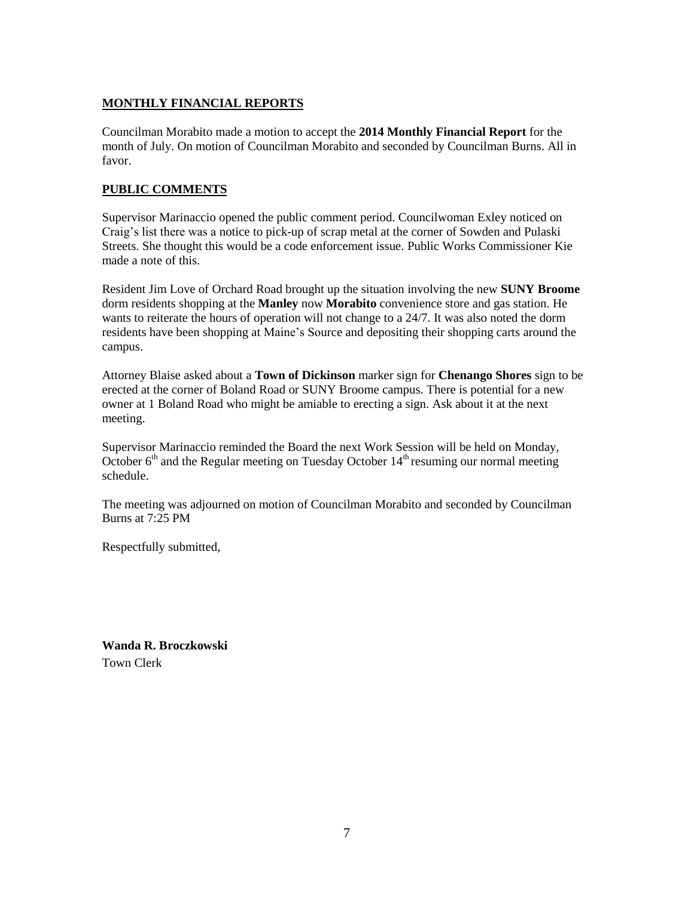**MONTHLY FINANCIAL REPORTS**

Councilman Morabito made a motion to accept the **2014 Monthly Financial Report** for the month of July. On motion of Councilman Morabito and seconded by Councilman Burns. All in favor.

**PUBLIC COMMENTS**

Supervisor Marinaccio opened the public comment period. Councilwoman Exley noticed on Craig's list there was a notice to pick-up of scrap metal at the corner of Sowden and Pulaski Streets. She thought this would be a code enforcement issue. Public Works Commissioner Kie made a note of this.

Resident Jim Love of Orchard Road brought up the situation involving the new **SUNY Broome** dorm residents shopping at the **Manley** now **Morabito** convenience store and gas station. He wants to reiterate the hours of operation will not change to a 24/7. It was also noted the dorm residents have been shopping at Maine's Source and depositing their shopping carts around the campus.

Attorney Blaise asked about a **Town of Dickinson** marker sign for **Chenango Shores** sign to be erected at the corner of Boland Road or SUNY Broome campus. There is potential for a new owner at 1 Boland Road who might be amiable to erecting a sign. Ask about it at the next meeting.

Supervisor Marinaccio reminded the Board the next Work Session will be held on Monday, October 6th and the Regular meeting on Tuesday October 14th resuming our normal meeting schedule.

The meeting was adjourned on motion of Councilman Morabito and seconded by Councilman Burns at 7:25 PM

Respectfully submitted,

**Wanda R. Broczkowski**
Town Clerk